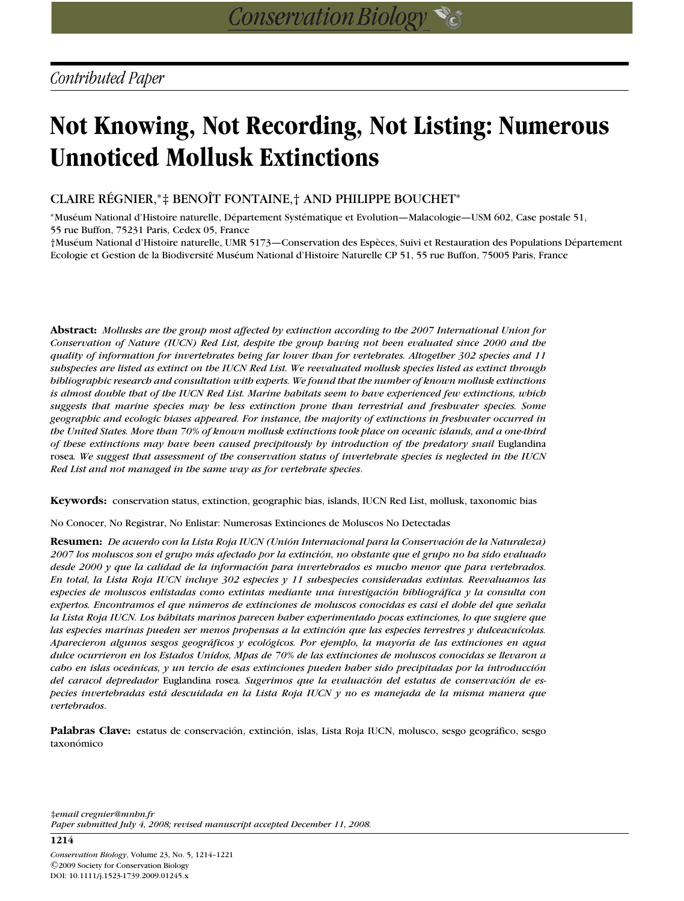*Contributed Paper*

# Not Knowing, Not Recording, Not Listing: Numerous Unnoticed Mollusk Extinctions

CLAIRE RÉGNIER,*‡ BENOÎT FONTAINE,† AND PHILIPPE BOUCHET*

*Muséum National d'Histoire naturelle, Département Systématique et Evolution—Malacologie—USM 602, Case postale 51, 55 rue Buffon, 75231 Paris, Cedex 05, France

†Muséum National d'Histoire naturelle, UMR 5173—Conservation des Espèces, Suivi et Restauration des Populations Département Ecologie et Gestion de la Biodiversité Muséum National d'Histoire Naturelle CP 51, 55 rue Buffon, 75005 Paris, France

**Abstract:** *Mollusks are the group most affected by extinction according to the 2007 International Union for Conservation of Nature (IUCN) Red List, despite the group having not been evaluated since 2000 and the quality of information for invertebrates being far lower than for vertebrates. Altogether 302 species and 11 subspecies are listed as extinct on the IUCN Red List. We reevaluated mollusk species listed as extinct through bibliographic research and consultation with experts. We found that the number of known mollusk extinctions is almost double that of the IUCN Red List. Marine habitats seem to have experienced few extinctions, which suggests that marine species may be less extinction prone than terrestrial and freshwater species. Some geographic and ecologic biases appeared. For instance, the majority of extinctions in freshwater occurred in the United States. More than 70% of known mollusk extinctions took place on oceanic islands, and a one-third of these extinctions may have been caused precipitously by introduction of the predatory snail* Euglandina rosea*. We suggest that assessment of the conservation status of invertebrate species is neglected in the IUCN Red List and not managed in the same way as for vertebrate species.*

**Keywords:** conservation status, extinction, geographic bias, islands, IUCN Red List, mollusk, taxonomic bias

No Conocer, No Registrar, No Enlistar: Numerosas Extinciones de Moluscos No Detectadas

**Resumen:** *De acuerdo con la Lista Roja IUCN (Unión Internacional para la Conservación de la Naturaleza) 2007 los moluscos son el grupo más afectado por la extinción, no obstante que el grupo no ha sido evaluado desde 2000 y que la calidad de la información para invertebrados es mucho menor que para vertebrados. En total, la Lista Roja IUCN incluye 302 especies y 11 subespecies consideradas extintas. Reevaluamos las especies de moluscos enlistadas como extintas mediante una investigación bibliográfica y la consulta con expertos. Encontramos el que números de extinciones de moluscos conocidas es casi el doble del que señala la Lista Roja IUCN. Los hábitats marinos parecen haber experimentado pocas extinciones, lo que sugiere que las especies marinas pueden ser menos propensas a la extinción que las especies terrestres y dulceacuícolas. Aparecieron algunos sesgos geográficos y ecológicos. Por ejemplo, la mayoría de las extinciones en agua dulce ocurrieron en los Estados Unidos, Mpas de 70% de las extinciones de moluscos conocidas se llevaron a cabo en islas oceánicas, y un tercio de esas extinciones pueden haber sido precipitadas por la introducción del caracol depredador* Euglandina rosea*. Sugerimos que la evaluación del estatus de conservación de especies invertebradas está descuidada en la Lista Roja IUCN y no es manejada de la misma manera que vertebrados.*

**Palabras Clave:** estatus de conservación, extinción, islas, Lista Roja IUCN, molusco, sesgo geográfico, sesgo taxonómico

‡*email cregnier@mnhn.fr*
*Paper submitted July 4, 2008; revised manuscript accepted December 11, 2008.*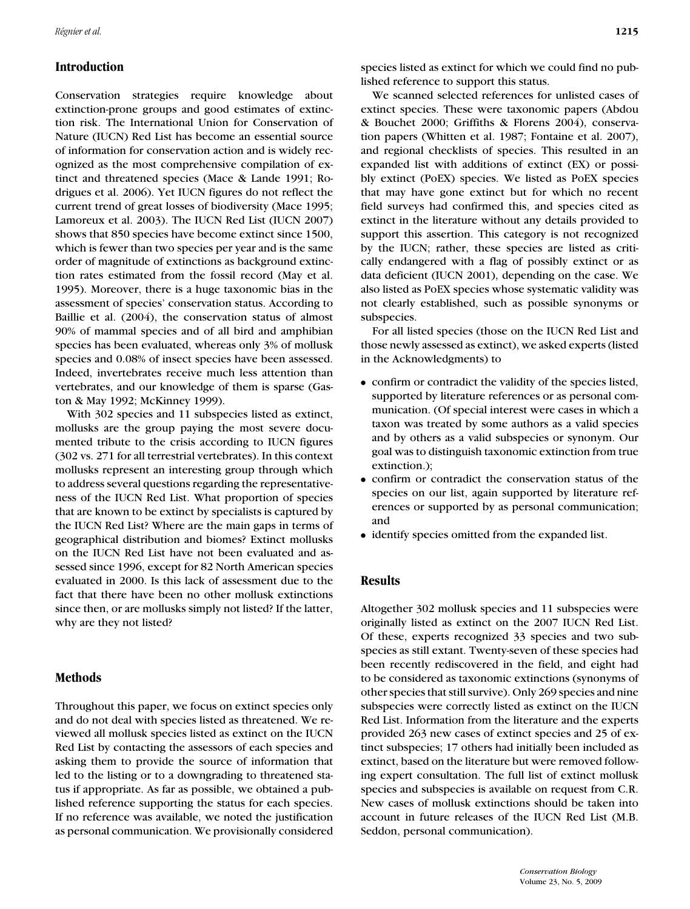## Introduction

Conservation strategies require knowledge about extinction-prone groups and good estimates of extinction risk. The International Union for Conservation of Nature (IUCN) Red List has become an essential source of information for conservation action and is widely recognized as the most comprehensive compilation of extinct and threatened species (Mace & Lande 1991; Rodrigues et al. 2006). Yet IUCN figures do not reflect the current trend of great losses of biodiversity (Mace 1995; Lamoreux et al. 2003). The IUCN Red List (IUCN 2007) shows that 850 species have become extinct since 1500, which is fewer than two species per year and is the same order of magnitude of extinctions as background extinction rates estimated from the fossil record (May et al. 1995). Moreover, there is a huge taxonomic bias in the assessment of species' conservation status. According to Baillie et al. (2004), the conservation status of almost 90% of mammal species and of all bird and amphibian species has been evaluated, whereas only 3% of mollusk species and 0.08% of insect species have been assessed. Indeed, invertebrates receive much less attention than vertebrates, and our knowledge of them is sparse (Gaston & May 1992; McKinney 1999).

With 302 species and 11 subspecies listed as extinct, mollusks are the group paying the most severe documented tribute to the crisis according to IUCN figures (302 vs. 271 for all terrestrial vertebrates). In this context mollusks represent an interesting group through which to address several questions regarding the representativeness of the IUCN Red List. What proportion of species that are known to be extinct by specialists is captured by the IUCN Red List? Where are the main gaps in terms of geographical distribution and biomes? Extinct mollusks on the IUCN Red List have not been evaluated and assessed since 1996, except for 82 North American species evaluated in 2000. Is this lack of assessment due to the fact that there have been no other mollusk extinctions since then, or are mollusks simply not listed? If the latter, why are they not listed?

## Methods

Throughout this paper, we focus on extinct species only and do not deal with species listed as threatened. We reviewed all mollusk species listed as extinct on the IUCN Red List by contacting the assessors of each species and asking them to provide the source of information that led to the listing or to a downgrading to threatened status if appropriate. As far as possible, we obtained a published reference supporting the status for each species. If no reference was available, we noted the justification as personal communication. We provisionally considered species listed as extinct for which we could find no published reference to support this status.

We scanned selected references for unlisted cases of extinct species. These were taxonomic papers (Abdou & Bouchet 2000; Griffiths & Florens 2004), conservation papers (Whitten et al. 1987; Fontaine et al. 2007), and regional checklists of species. This resulted in an expanded list with additions of extinct (EX) or possibly extinct (PoEX) species. We listed as PoEX species that may have gone extinct but for which no recent field surveys had confirmed this, and species cited as extinct in the literature without any details provided to support this assertion. This category is not recognized by the IUCN; rather, these species are listed as critically endangered with a flag of possibly extinct or as data deficient (IUCN 2001), depending on the case. We also listed as PoEX species whose systematic validity was not clearly established, such as possible synonyms or subspecies.

For all listed species (those on the IUCN Red List and those newly assessed as extinct), we asked experts (listed in the Acknowledgments) to

- confirm or contradict the validity of the species listed, supported by literature references or as personal communication. (Of special interest were cases in which a taxon was treated by some authors as a valid species and by others as a valid subspecies or synonym. Our goal was to distinguish taxonomic extinction from true extinction.);
- confirm or contradict the conservation status of the species on our list, again supported by literature references or supported by as personal communication; and
- identify species omitted from the expanded list.

## Results

Altogether 302 mollusk species and 11 subspecies were originally listed as extinct on the 2007 IUCN Red List. Of these, experts recognized 33 species and two subspecies as still extant. Twenty-seven of these species had been recently rediscovered in the field, and eight had to be considered as taxonomic extinctions (synonyms of other species that still survive). Only 269 species and nine subspecies were correctly listed as extinct on the IUCN Red List. Information from the literature and the experts provided 263 new cases of extinct species and 25 of extinct subspecies; 17 others had initially been included as extinct, based on the literature but were removed following expert consultation. The full list of extinct mollusk species and subspecies is available on request from C.R. New cases of mollusk extinctions should be taken into account in future releases of the IUCN Red List (M.B. Seddon, personal communication).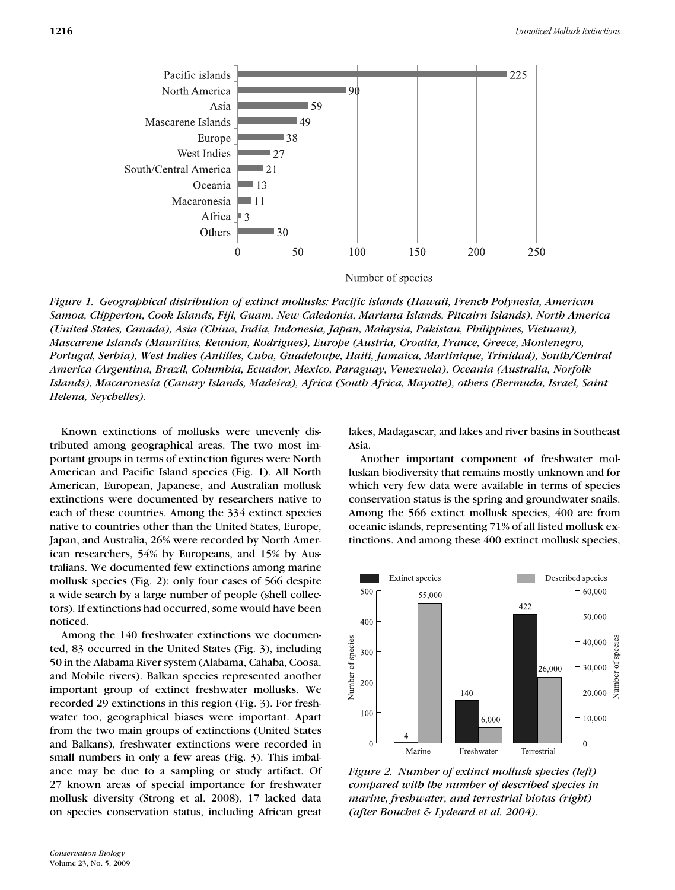*Figure 1. Geographical distribution of extinct mollusks: Pacific islands (Hawaii, French Polynesia, American Samoa, Clipperton, Cook Islands, Fiji, Guam, New Caledonia, Mariana Islands, Pitcairn Islands), North America (United States, Canada), Asia (China, India, Indonesia, Japan, Malaysia, Pakistan, Philippines, Vietnam), Mascarene Islands (Mauritius, Reunion, Rodrigues), Europe (Austria, Croatia, France, Greece, Montenegro, Portugal, Serbia), West Indies (Antilles, Cuba, Guadeloupe, Haiti, Jamaica, Martinique, Trinidad), South/Central America (Argentina, Brazil, Columbia, Ecuador, Mexico, Paraguay, Venezuela), Oceania (Australia, Norfolk Islands), Macaronesia (Canary Islands, Madeira), Africa (South Africa, Mayotte), others (Bermuda, Israel, Saint Helena, Seychelles).*

Known extinctions of mollusks were unevenly distributed among geographical areas. The two most important groups in terms of extinction figures were North American and Pacific Island species (Fig. 1). All North American, European, Japanese, and Australian mollusk extinctions were documented by researchers native to each of these countries. Among the 334 extinct species native to countries other than the United States, Europe, Japan, and Australia, 26% were recorded by North American researchers, 54% by Europeans, and 15% by Australians. We documented few extinctions among marine mollusk species (Fig. 2): only four cases of 566 despite a wide search by a large number of people (shell collectors). If extinctions had occurred, some would have been noticed.

Among the 140 freshwater extinctions we documented, 83 occurred in the United States (Fig. 3), including 50 in the Alabama River system (Alabama, Cahaba, Coosa, and Mobile rivers). Balkan species represented another important group of extinct freshwater mollusks. We recorded 29 extinctions in this region (Fig. 3). For freshwater too, geographical biases were important. Apart from the two main groups of extinctions (United States and Balkans), freshwater extinctions were recorded in small numbers in only a few areas (Fig. 3). This imbalance may be due to a sampling or study artifact. Of 27 known areas of special importance for freshwater mollusk diversity (Strong et al. 2008), 17 lacked data on species conservation status, including African great lakes, Madagascar, and lakes and river basins in Southeast Asia.

Another important component of freshwater molluskan biodiversity that remains mostly unknown and for which very few data were available in terms of species conservation status is the spring and groundwater snails. Among the 566 extinct mollusk species, 400 are from oceanic islands, representing 71% of all listed mollusk extinctions. And among these 400 extinct mollusk species,

*Figure 2. Number of extinct mollusk species (left) compared with the number of described species in marine, freshwater, and terrestrial biotas (right) (after Bouchet & Lydeard et al. 2004).*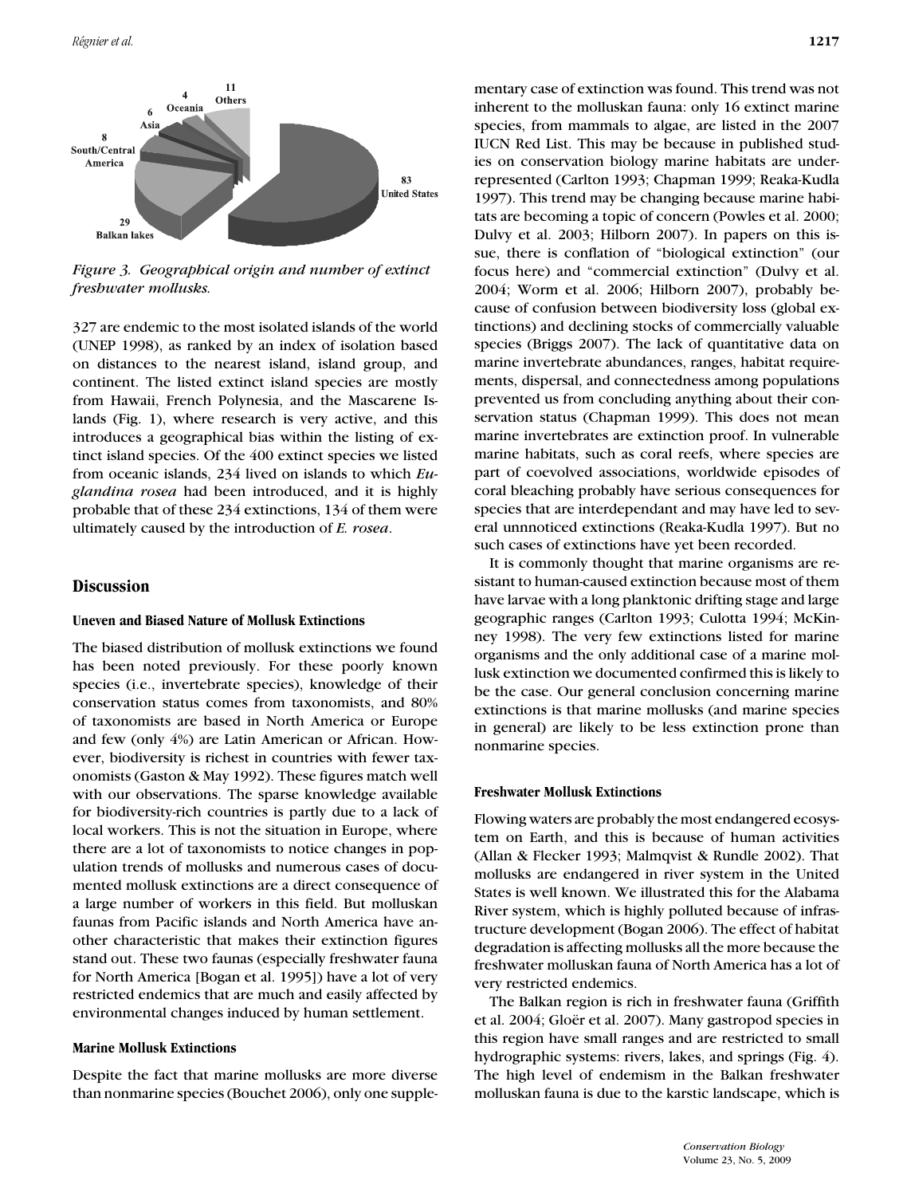Figure 3. Geographical origin and number of extinct freshwater mollusks.

327 are endemic to the most isolated islands of the world (UNEP 1998), as ranked by an index of isolation based on distances to the nearest island, island group, and continent. The listed extinct island species are mostly from Hawaii, French Polynesia, and the Mascarene Islands (Fig. 1), where research is very active, and this introduces a geographical bias within the listing of extinct island species. Of the 400 extinct species we listed from oceanic islands, 234 lived on islands to which *Euglandina rosea* had been introduced, and it is highly probable that of these 234 extinctions, 134 of them were ultimately caused by the introduction of *E. rosea*.

## Discussion

### Uneven and Biased Nature of Mollusk Extinctions

The biased distribution of mollusk extinctions we found has been noted previously. For these poorly known species (i.e., invertebrate species), knowledge of their conservation status comes from taxonomists, and 80% of taxonomists are based in North America or Europe and few (only 4%) are Latin American or African. However, biodiversity is richest in countries with fewer taxonomists (Gaston & May 1992). These figures match well with our observations. The sparse knowledge available for biodiversity-rich countries is partly due to a lack of local workers. This is not the situation in Europe, where there are a lot of taxonomists to notice changes in population trends of mollusks and numerous cases of documented mollusk extinctions are a direct consequence of a large number of workers in this field. But molluskan faunas from Pacific islands and North America have another characteristic that makes their extinction figures stand out. These two faunas (especially freshwater fauna for North America [Bogan et al. 1995]) have a lot of very restricted endemics that are much and easily affected by environmental changes induced by human settlement.

### Marine Mollusk Extinctions

Despite the fact that marine mollusks are more diverse than nonmarine species (Bouchet 2006), only one supplementary case of extinction was found. This trend was not inherent to the molluskan fauna: only 16 extinct marine species, from mammals to algae, are listed in the 2007 IUCN Red List. This may be because in published studies on conservation biology marine habitats are underrepresented (Carlton 1993; Chapman 1999; Reaka-Kudla 1997). This trend may be changing because marine habitats are becoming a topic of concern (Powles et al. 2000; Dulvy et al. 2003; Hilborn 2007). In papers on this issue, there is conflation of "biological extinction" (our focus here) and "commercial extinction" (Dulvy et al. 2004; Worm et al. 2006; Hilborn 2007), probably because of confusion between biodiversity loss (global extinctions) and declining stocks of commercially valuable species (Briggs 2007). The lack of quantitative data on marine invertebrate abundances, ranges, habitat requirements, dispersal, and connectedness among populations prevented us from concluding anything about their conservation status (Chapman 1999). This does not mean marine invertebrates are extinction proof. In vulnerable marine habitats, such as coral reefs, where species are part of coevolved associations, worldwide episodes of coral bleaching probably have serious consequences for species that are interdependant and may have led to several unnnoticed extinctions (Reaka-Kudla 1997). But no such cases of extinctions have yet been recorded.

It is commonly thought that marine organisms are resistant to human-caused extinction because most of them have larvae with a long planktonic drifting stage and large geographic ranges (Carlton 1993; Culotta 1994; McKinney 1998). The very few extinctions listed for marine organisms and the only additional case of a marine mollusk extinction we documented confirmed this is likely to be the case. Our general conclusion concerning marine extinctions is that marine mollusks (and marine species in general) are likely to be less extinction prone than nonmarine species.

### Freshwater Mollusk Extinctions

Flowing waters are probably the most endangered ecosystem on Earth, and this is because of human activities (Allan & Flecker 1993; Malmqvist & Rundle 2002). That mollusks are endangered in river system in the United States is well known. We illustrated this for the Alabama River system, which is highly polluted because of infrastructure development (Bogan 2006). The effect of habitat degradation is affecting mollusks all the more because the freshwater molluskan fauna of North America has a lot of very restricted endemics.

The Balkan region is rich in freshwater fauna (Griffith et al. 2004; Gloër et al. 2007). Many gastropod species in this region have small ranges and are restricted to small hydrographic systems: rivers, lakes, and springs (Fig. 4). The high level of endemism in the Balkan freshwater molluskan fauna is due to the karstic landscape, which is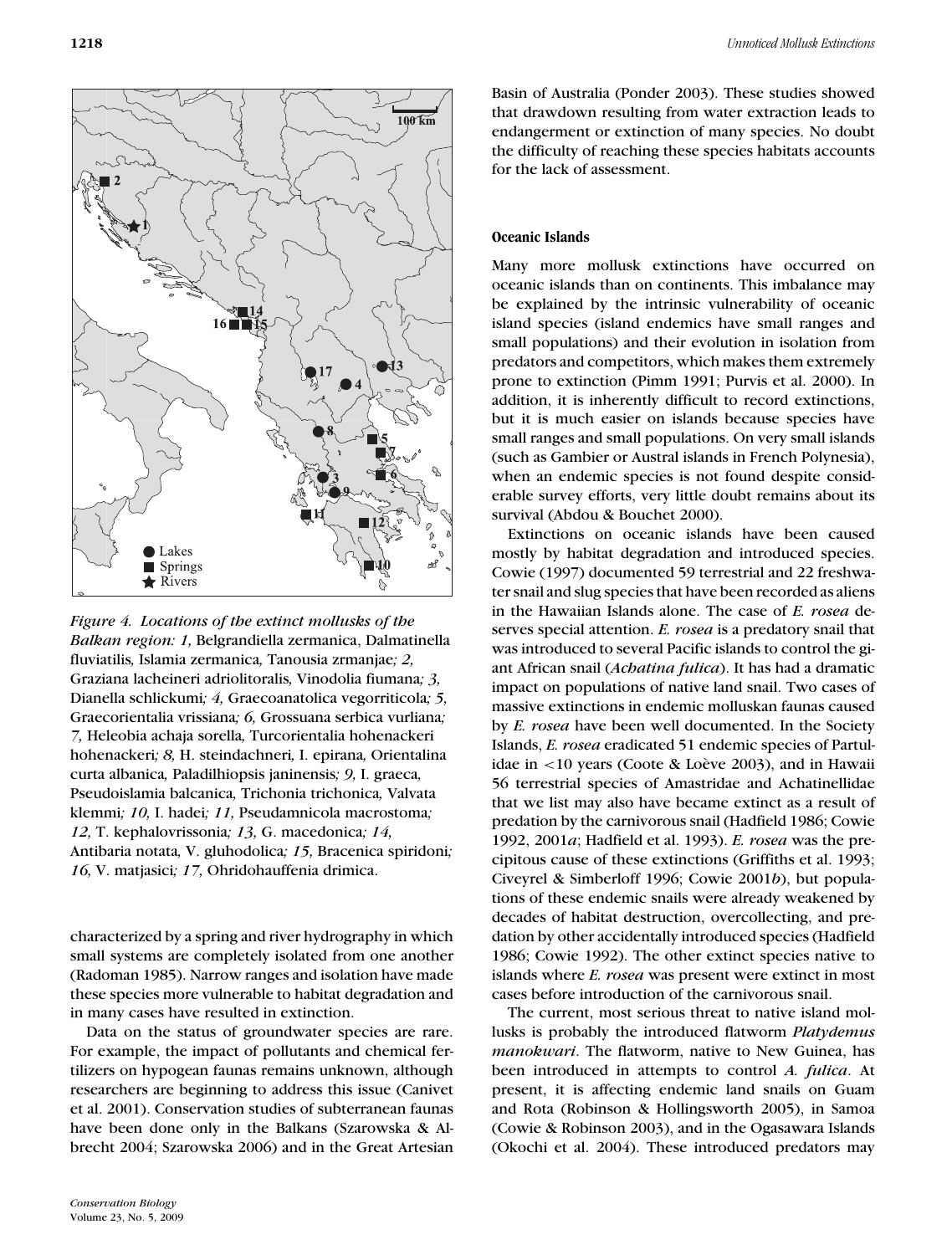*Figure 4. Locations of the extinct mollusks of the Balkan region: 1,* Belgrandiella zermanica*,* Dalmatinella fluviatilis*,* Islamia zermanica*,* Tanousia zrmanjae*; 2,* Graziana lacheineri adriolitoralis*,* Vinodolia fiumana*; 3,* Dianella schlickumi*; 4,* Graecoanatolica vegorriticola*; 5,* Graecorientalia vrissiana*; 6,* Grossuana serbica vurliana*; 7,* Heleobia achaja sorella*,* Turcorientalia hohenackeri hohenackeri*; 8,* H. steindachneri*,* I. epirana*,* Orientalina curta albanica*,* Paladilhiopsis janinensis*; 9,* I. graeca*,* Pseudoislamia balcanica*,* Trichonia trichonica*,* Valvata klemmi*; 10,* I. hadei*; 11,* Pseudamnicola macrostoma*; 12,* T. kephalovrissonia*; 13,* G. macedonica*; 14,* Antibaria notata*,* V. gluhodolica*; 15,* Bracenica spiridoni*; 16,* V. matjasici*; 17,* Ohridohauffenia drimica.

characterized by a spring and river hydrography in which small systems are completely isolated from one another (Radoman 1985). Narrow ranges and isolation have made these species more vulnerable to habitat degradation and in many cases have resulted in extinction.

Data on the status of groundwater species are rare. For example, the impact of pollutants and chemical fertilizers on hypogean faunas remains unknown, although researchers are beginning to address this issue (Canivet et al. 2001). Conservation studies of subterranean faunas have been done only in the Balkans (Szarowska & Albrecht 2004; Szarowska 2006) and in the Great Artesian Basin of Australia (Ponder 2003). These studies showed that drawdown resulting from water extraction leads to endangerment or extinction of many species. No doubt the difficulty of reaching these species habitats accounts for the lack of assessment.

#### Oceanic Islands

Many more mollusk extinctions have occurred on oceanic islands than on continents. This imbalance may be explained by the intrinsic vulnerability of oceanic island species (island endemics have small ranges and small populations) and their evolution in isolation from predators and competitors, which makes them extremely prone to extinction (Pimm 1991; Purvis et al. 2000). In addition, it is inherently difficult to record extinctions, but it is much easier on islands because species have small ranges and small populations. On very small islands (such as Gambier or Austral islands in French Polynesia), when an endemic species is not found despite considerable survey efforts, very little doubt remains about its survival (Abdou & Bouchet 2000).

Extinctions on oceanic islands have been caused mostly by habitat degradation and introduced species. Cowie (1997) documented 59 terrestrial and 22 freshwater snail and slug species that have been recorded as aliens in the Hawaiian Islands alone. The case of *E. rosea* deserves special attention. *E. rosea* is a predatory snail that was introduced to several Pacific islands to control the giant African snail (*Achatina fulica*). It has had a dramatic impact on populations of native land snail. Two cases of massive extinctions in endemic molluskan faunas caused by *E. rosea* have been well documented. In the Society Islands, *E. rosea* eradicated 51 endemic species of Partulidae in <10 years (Coote & Loève 2003), and in Hawaii 56 terrestrial species of Amastridae and Achatinellidae that we list may also have became extinct as a result of predation by the carnivorous snail (Hadfield 1986; Cowie 1992, 2001*a*; Hadfield et al. 1993). *E. rosea* was the precipitous cause of these extinctions (Griffiths et al. 1993; Civeyrel & Simberloff 1996; Cowie 2001*b*), but populations of these endemic snails were already weakened by decades of habitat destruction, overcollecting, and predation by other accidentally introduced species (Hadfield 1986; Cowie 1992). The other extinct species native to islands where *E. rosea* was present were extinct in most cases before introduction of the carnivorous snail.

The current, most serious threat to native island mollusks is probably the introduced flatworm *Platydemus manokwari*. The flatworm, native to New Guinea, has been introduced in attempts to control *A. fulica*. At present, it is affecting endemic land snails on Guam and Rota (Robinson & Hollingsworth 2005), in Samoa (Cowie & Robinson 2003), and in the Ogasawara Islands (Okochi et al. 2004). These introduced predators may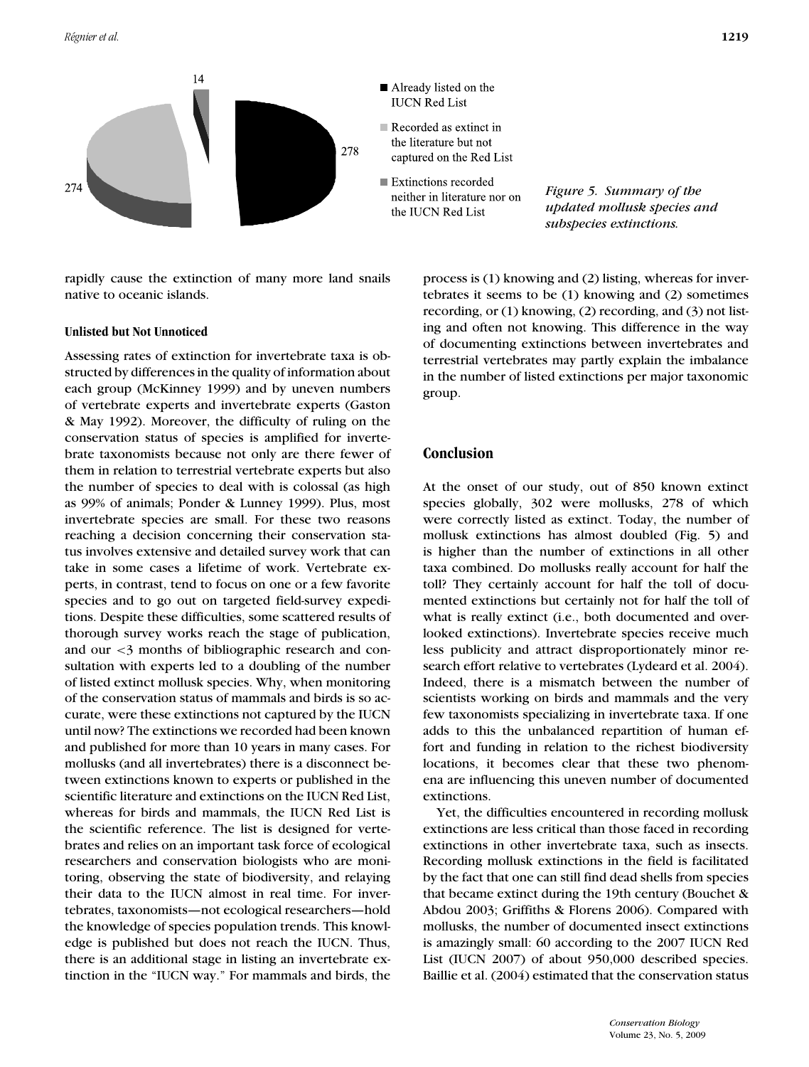14

278

274

Already listed on the IUCN Red List

Recorded as extinct in the literature but not captured on the Red List

Extinctions recorded neither in literature nor on the IUCN Red List

*Figure 5. Summary of the updated mollusk species and subspecies extinctions.*

rapidly cause the extinction of many more land snails native to oceanic islands.

### Unlisted but Not Unnoticed

Assessing rates of extinction for invertebrate taxa is obstructed by differences in the quality of information about each group (McKinney 1999) and by uneven numbers of vertebrate experts and invertebrate experts (Gaston & May 1992). Moreover, the difficulty of ruling on the conservation status of species is amplified for invertebrate taxonomists because not only are there fewer of them in relation to terrestrial vertebrate experts but also the number of species to deal with is colossal (as high as 99% of animals; Ponder & Lunney 1999). Plus, most invertebrate species are small. For these two reasons reaching a decision concerning their conservation status involves extensive and detailed survey work that can take in some cases a lifetime of work. Vertebrate experts, in contrast, tend to focus on one or a few favorite species and to go out on targeted field-survey expeditions. Despite these difficulties, some scattered results of thorough survey works reach the stage of publication, and our <3 months of bibliographic research and consultation with experts led to a doubling of the number of listed extinct mollusk species. Why, when monitoring of the conservation status of mammals and birds is so accurate, were these extinctions not captured by the IUCN until now? The extinctions we recorded had been known and published for more than 10 years in many cases. For mollusks (and all invertebrates) there is a disconnect between extinctions known to experts or published in the scientific literature and extinctions on the IUCN Red List, whereas for birds and mammals, the IUCN Red List is the scientific reference. The list is designed for vertebrates and relies on an important task force of ecological researchers and conservation biologists who are monitoring, observing the state of biodiversity, and relaying their data to the IUCN almost in real time. For invertebrates, taxonomists—not ecological researchers—hold the knowledge of species population trends. This knowledge is published but does not reach the IUCN. Thus, there is an additional stage in listing an invertebrate extinction in the "IUCN way." For mammals and birds, the process is (1) knowing and (2) listing, whereas for invertebrates it seems to be (1) knowing and (2) sometimes recording, or (1) knowing, (2) recording, and (3) not listing and often not knowing. This difference in the way of documenting extinctions between invertebrates and terrestrial vertebrates may partly explain the imbalance in the number of listed extinctions per major taxonomic group.

## Conclusion

At the onset of our study, out of 850 known extinct species globally, 302 were mollusks, 278 of which were correctly listed as extinct. Today, the number of mollusk extinctions has almost doubled (Fig. 5) and is higher than the number of extinctions in all other taxa combined. Do mollusks really account for half the toll? They certainly account for half the toll of documented extinctions but certainly not for half the toll of what is really extinct (i.e., both documented and overlooked extinctions). Invertebrate species receive much less publicity and attract disproportionately minor research effort relative to vertebrates (Lydeard et al. 2004). Indeed, there is a mismatch between the number of scientists working on birds and mammals and the very few taxonomists specializing in invertebrate taxa. If one adds to this the unbalanced repartition of human effort and funding in relation to the richest biodiversity locations, it becomes clear that these two phenomena are influencing this uneven number of documented extinctions.

Yet, the difficulties encountered in recording mollusk extinctions are less critical than those faced in recording extinctions in other invertebrate taxa, such as insects. Recording mollusk extinctions in the field is facilitated by the fact that one can still find dead shells from species that became extinct during the 19th century (Bouchet & Abdou 2003; Griffiths & Florens 2006). Compared with mollusks, the number of documented insect extinctions is amazingly small: 60 according to the 2007 IUCN Red List (IUCN 2007) of about 950,000 described species. Baillie et al. (2004) estimated that the conservation status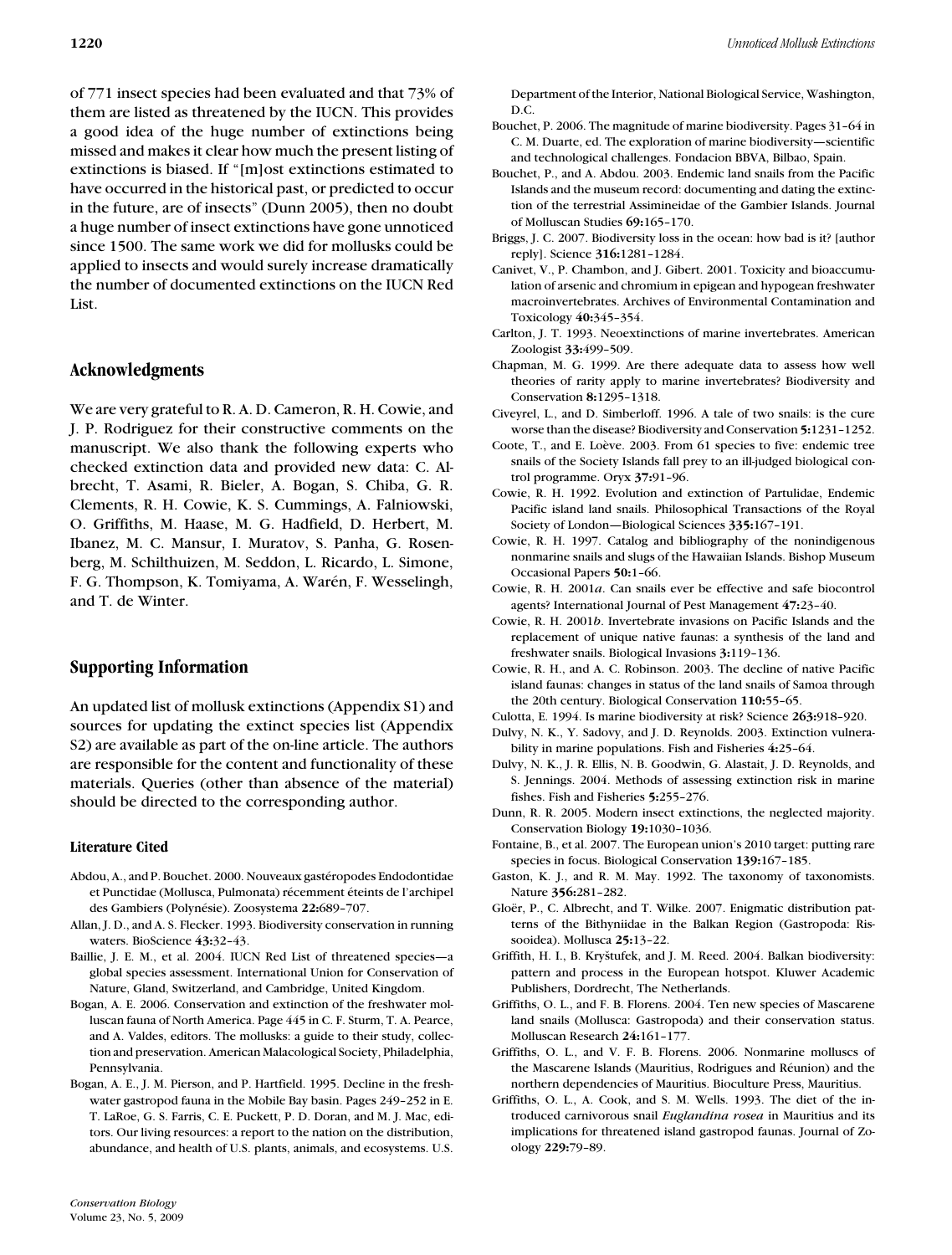of 771 insect species had been evaluated and that 73% of them are listed as threatened by the IUCN. This provides a good idea of the huge number of extinctions being missed and makes it clear how much the present listing of extinctions is biased. If "[m]ost extinctions estimated to have occurred in the historical past, or predicted to occur in the future, are of insects" (Dunn 2005), then no doubt a huge number of insect extinctions have gone unnoticed since 1500. The same work we did for mollusks could be applied to insects and would surely increase dramatically the number of documented extinctions on the IUCN Red List.

## Acknowledgments

We are very grateful to R. A. D. Cameron, R. H. Cowie, and J. P. Rodriguez for their constructive comments on the manuscript. We also thank the following experts who checked extinction data and provided new data: C. Albrecht, T. Asami, R. Bieler, A. Bogan, S. Chiba, G. R. Clements, R. H. Cowie, K. S. Cummings, A. Falniowski, O. Griffiths, M. Haase, M. G. Hadfield, D. Herbert, M. Ibanez, M. C. Mansur, I. Muratov, S. Panha, G. Rosenberg, M. Schilthuizen, M. Seddon, L. Ricardo, L. Simone, F. G. Thompson, K. Tomiyama, A. Warén, F. Wesselingh, and T. de Winter.

## Supporting Information

An updated list of mollusk extinctions (Appendix S1) and sources for updating the extinct species list (Appendix S2) are available as part of the on-line article. The authors are responsible for the content and functionality of these materials. Queries (other than absence of the material) should be directed to the corresponding author.

### Literature Cited

Abdou, A., and P. Bouchet. 2000. Nouveaux gastéropodes Endodontidae et Punctidae (Mollusca, Pulmonata) récemment éteints de l'archipel des Gambiers (Polynésie). Zoosystema **22:**689–707.

Allan, J. D., and A. S. Flecker. 1993. Biodiversity conservation in running waters. BioScience **43:**32–43.

Baillie, J. E. M., et al. 2004. IUCN Red List of threatened species—a global species assessment. International Union for Conservation of Nature, Gland, Switzerland, and Cambridge, United Kingdom.

Bogan, A. E. 2006. Conservation and extinction of the freshwater molluscan fauna of North America. Page 445 in C. F. Sturm, T. A. Pearce, and A. Valdes, editors. The mollusks: a guide to their study, collection and preservation. American Malacological Society, Philadelphia, Pennsylvania.

Bogan, A. E., J. M. Pierson, and P. Hartfield. 1995. Decline in the freshwater gastropod fauna in the Mobile Bay basin. Pages 249–252 in E. T. LaRoe, G. S. Farris, C. E. Puckett, P. D. Doran, and M. J. Mac, editors. Our living resources: a report to the nation on the distribution, abundance, and health of U.S. plants, animals, and ecosystems. U.S. Department of the Interior, National Biological Service, Washington, D.C.

Bouchet, P. 2006. The magnitude of marine biodiversity. Pages 31–64 in C. M. Duarte, ed. The exploration of marine biodiversity—scientific and technological challenges. Fondacion BBVA, Bilbao, Spain.

Bouchet, P., and A. Abdou. 2003. Endemic land snails from the Pacific Islands and the museum record: documenting and dating the extinction of the terrestrial Assimineidae of the Gambier Islands. Journal of Molluscan Studies **69:**165–170.

Briggs, J. C. 2007. Biodiversity loss in the ocean: how bad is it? [author reply]. Science **316:**1281–1284.

Canivet, V., P. Chambon, and J. Gibert. 2001. Toxicity and bioaccumulation of arsenic and chromium in epigean and hypogean freshwater macroinvertebrates. Archives of Environmental Contamination and Toxicology **40:**345–354.

Carlton, J. T. 1993. Neoextinctions of marine invertebrates. American Zoologist **33:**499–509.

Chapman, M. G. 1999. Are there adequate data to assess how well theories of rarity apply to marine invertebrates? Biodiversity and Conservation **8:**1295–1318.

Civeyrel, L., and D. Simberloff. 1996. A tale of two snails: is the cure worse than the disease? Biodiversity and Conservation **5:**1231–1252.

Coote, T., and E. Loève. 2003. From 61 species to five: endemic tree snails of the Society Islands fall prey to an ill-judged biological control programme. Oryx **37:**91–96.

Cowie, R. H. 1992. Evolution and extinction of Partulidae, Endemic Pacific island land snails. Philosophical Transactions of the Royal Society of London—Biological Sciences **335:**167–191.

Cowie, R. H. 1997. Catalog and bibliography of the nonindigenous nonmarine snails and slugs of the Hawaiian Islands. Bishop Museum Occasional Papers **50:**1–66.

Cowie, R. H. 2001*a*. Can snails ever be effective and safe biocontrol agents? International Journal of Pest Management **47:**23–40.

Cowie, R. H. 2001*b*. Invertebrate invasions on Pacific Islands and the replacement of unique native faunas: a synthesis of the land and freshwater snails. Biological Invasions **3:**119–136.

Cowie, R. H., and A. C. Robinson. 2003. The decline of native Pacific island faunas: changes in status of the land snails of Samoa through the 20th century. Biological Conservation **110:**55–65.

Culotta, E. 1994. Is marine biodiversity at risk? Science **263:**918–920.

Dulvy, N. K., Y. Sadovy, and J. D. Reynolds. 2003. Extinction vulnerability in marine populations. Fish and Fisheries **4:**25–64.

Dulvy, N. K., J. R. Ellis, N. B. Goodwin, G. Alastait, J. D. Reynolds, and S. Jennings. 2004. Methods of assessing extinction risk in marine fishes. Fish and Fisheries **5:**255–276.

Dunn, R. R. 2005. Modern insect extinctions, the neglected majority. Conservation Biology **19:**1030–1036.

Fontaine, B., et al. 2007. The European union's 2010 target: putting rare species in focus. Biological Conservation **139:**167–185.

Gaston, K. J., and R. M. May. 1992. The taxonomy of taxonomists. Nature **356:**281–282.

Gloër, P., C. Albrecht, and T. Wilke. 2007. Enigmatic distribution patterns of the Bithyniidae in the Balkan Region (Gastropoda: Rissooidea). Mollusca **25:**13–22.

Griffith, H. I., B. Kryštufek, and J. M. Reed. 2004. Balkan biodiversity: pattern and process in the European hotspot. Kluwer Academic Publishers, Dordrecht, The Netherlands.

Griffiths, O. L., and F. B. Florens. 2004. Ten new species of Mascarene land snails (Mollusca: Gastropoda) and their conservation status. Molluscan Research **24:**161–177.

Griffiths, O. L., and V. F. B. Florens. 2006. Nonmarine molluscs of the Mascarene Islands (Mauritius, Rodrigues and Réunion) and the northern dependencies of Mauritius. Bioculture Press, Mauritius.

Griffiths, O. L., A. Cook, and S. M. Wells. 1993. The diet of the introduced carnivorous snail *Euglandina rosea* in Mauritius and its implications for threatened island gastropod faunas. Journal of Zoology **229:**79–89.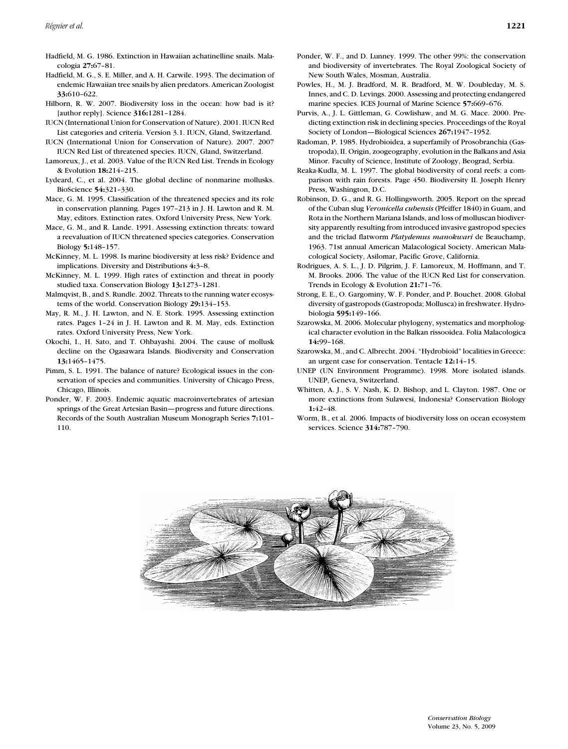Hadfield, M. G. 1986. Extinction in Hawaiian achatinelline snails. Malacologia **27:**67–81.

Hadfield, M. G., S. E. Miller, and A. H. Carwile. 1993. The decimation of endemic Hawaiian tree snails by alien predators. American Zoologist **33:**610–622.

Hilborn, R. W. 2007. Biodiversity loss in the ocean: how bad is it? [author reply]. Science **316:**1281–1284.

IUCN (International Union for Conservation of Nature). 2001. IUCN Red List categories and criteria. Version 3.1. IUCN, Gland, Switzerland.

IUCN (International Union for Conservation of Nature). 2007. 2007 IUCN Red List of threatened species. IUCN, Gland, Switzerland.

Lamoreux, J., et al. 2003. Value of the IUCN Red List. Trends in Ecology & Evolution **18:**214–215.

Lydeard, C., et al. 2004. The global decline of nonmarine mollusks. BioScience **54:**321–330.

Mace, G. M. 1995. Classification of the threatened species and its role in conservation planning. Pages 197–213 in J. H. Lawton and R. M. May, editors. Extinction rates. Oxford University Press, New York.

Mace, G. M., and R. Lande. 1991. Assessing extinction threats: toward a reevaluation of IUCN threatened species categories. Conservation Biology **5:**148–157.

McKinney, M. L. 1998. Is marine biodiversity at less risk? Evidence and implications. Diversity and Distributions **4:**3–8.

McKinney, M. L. 1999. High rates of extinction and threat in poorly studied taxa. Conservation Biology **13:**1273–1281.

Malmqvist, B., and S. Rundle. 2002. Threats to the running water ecosystems of the world. Conservation Biology **29:**134–153.

May, R. M., J. H. Lawton, and N. E. Stork. 1995. Assessing extinction rates. Pages 1–24 in J. H. Lawton and R. M. May, eds. Extinction rates. Oxford University Press, New York.

Okochi, I., H. Sato, and T. Ohbayashi. 2004. The cause of mollusk decline on the Ogasawara Islands. Biodiversity and Conservation **13:**1465–1475.

Pimm, S. L. 1991. The balance of nature? Ecological issues in the conservation of species and communities. University of Chicago Press, Chicago, Illinois.

Ponder, W. F. 2003. Endemic aquatic macroinvertebrates of artesian springs of the Great Artesian Basin—progress and future directions. Records of the South Australian Museum Monograph Series **7:**101–110.

Ponder, W. F., and D. Lunney. 1999. The other 99%: the conservation and biodiversity of invertebrates. The Royal Zoological Society of New South Wales, Mosman, Australia.

Powles, H., M. J. Bradford, M. R. Bradford, M. W. Doubleday, M. S. Innes, and C. D. Levings. 2000. Assessing and protecting endangered marine species. ICES Journal of Marine Science **57:**669–676.

Purvis, A., J. L. Gittleman, G. Cowlishaw, and M. G. Mace. 2000. Predicting extinction risk in declining species. Proceedings of the Royal Society of London—Biological Sciences **267:**1947–1952.

Radoman, P. 1985. Hydrobioidea, a superfamily of Prosobranchia (Gastropoda), II. Origin, zoogeography, evolution in the Balkans and Asia Minor. Faculty of Science, Institute of Zoology, Beograd, Serbia.

Reaka-Kudla, M. L. 1997. The global biodiversity of coral reefs: a comparison with rain forests. Page 450. Biodiversity II. Joseph Henry Press, Washington, D.C.

Robinson, D. G., and R. G. Hollingsworth. 2005. Report on the spread of the Cuban slug *Veronicella cubensis* (Pfeiffer 1840) in Guam, and Rota in the Northern Mariana Islands, and loss of molluscan biodiversity apparently resulting from introduced invasive gastropod species and the triclad flatworm *Platydemus manokwari* de Beauchamp, 1963. 71st annual American Malacological Society. American Malacological Society, Asilomar, Pacific Grove, California.

Rodrigues, A. S. L., J. D. Pilgrim, J. F. Lamoreux, M. Hoffmann, and T. M. Brooks. 2006. The value of the IUCN Red List for conservation. Trends in Ecology & Evolution **21:**71–76.

Strong, E. E., O. Gargominy, W. F. Ponder, and P. Bouchet. 2008. Global diversity of gastropods (Gastropoda; Mollusca) in freshwater. Hydrobiologia **595:**149–166.

Szarowska, M. 2006. Molecular phylogeny, systematics and morphological character evolution in the Balkan rissooidea. Folia Malacologica **14:**99–168.

Szarowska, M., and C. Albrecht. 2004. "Hydrobioid" localities in Greece: an urgent case for conservation. Tentacle **12:**14–15.

UNEP (UN Environment Programme). 1998. More isolated islands. UNEP, Geneva, Switzerland.

Whitten, A. J., S. V. Nash, K. D. Bishop, and L. Clayton. 1987. One or more extinctions from Sulawesi, Indonesia? Conservation Biology **1:**42–48.

Worm, B., et al. 2006. Impacts of biodiversity loss on ocean ecosystem services. Science **314:**787–790.